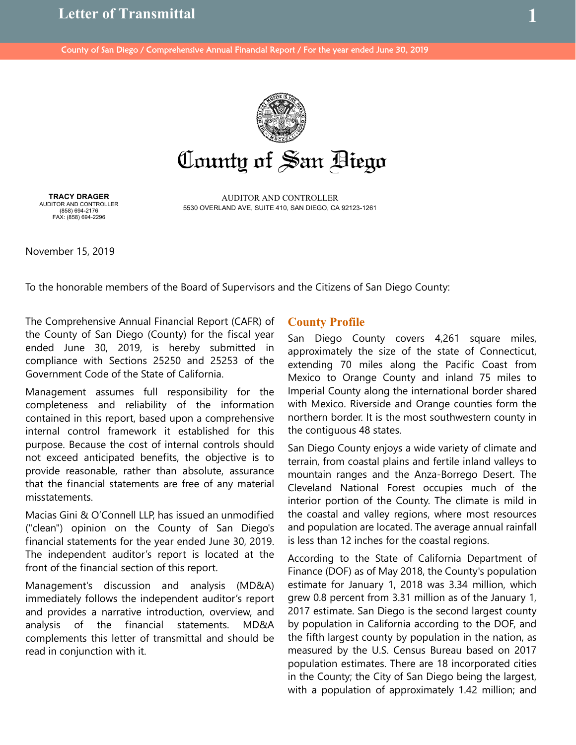# Letter of Transmittal

# County of San Diego

**TRACY DRAGER**
AUDITOR AND CONTROLLER
(858) 694-2176
FAX: (858) 694-2296

AUDITOR AND CONTROLLER
5530 OVERLAND AVE, SUITE 410, SAN DIEGO, CA 92123-1261

November 15, 2019

To the honorable members of the Board of Supervisors and the Citizens of San Diego County:

The Comprehensive Annual Financial Report (CAFR) of the County of San Diego (County) for the fiscal year ended June 30, 2019, is hereby submitted in compliance with Sections 25250 and 25253 of the Government Code of the State of California.

Management assumes full responsibility for the completeness and reliability of the information contained in this report, based upon a comprehensive internal control framework it established for this purpose. Because the cost of internal controls should not exceed anticipated benefits, the objective is to provide reasonable, rather than absolute, assurance that the financial statements are free of any material misstatements.

Macias Gini & O'Connell LLP, has issued an unmodified ("clean") opinion on the County of San Diego's financial statements for the year ended June 30, 2019. The independent auditor's report is located at the front of the financial section of this report.

Management's discussion and analysis (MD&A) immediately follows the independent auditor's report and provides a narrative introduction, overview, and analysis of the financial statements. MD&A complements this letter of transmittal and should be read in conjunction with it.

## County Profile

San Diego County covers 4,261 square miles, approximately the size of the state of Connecticut, extending 70 miles along the Pacific Coast from Mexico to Orange County and inland 75 miles to Imperial County along the international border shared with Mexico. Riverside and Orange counties form the northern border. It is the most southwestern county in the contiguous 48 states.

San Diego County enjoys a wide variety of climate and terrain, from coastal plains and fertile inland valleys to mountain ranges and the Anza-Borrego Desert. The Cleveland National Forest occupies much of the interior portion of the County. The climate is mild in the coastal and valley regions, where most resources and population are located. The average annual rainfall is less than 12 inches for the coastal regions.

According to the State of California Department of Finance (DOF) as of May 2018, the County's population estimate for January 1, 2018 was 3.34 million, which grew 0.8 percent from 3.31 million as of the January 1, 2017 estimate. San Diego is the second largest county by population in California according to the DOF, and the fifth largest county by population in the nation, as measured by the U.S. Census Bureau based on 2017 population estimates. There are 18 incorporated cities in the County; the City of San Diego being the largest, with a population of approximately 1.42 million; and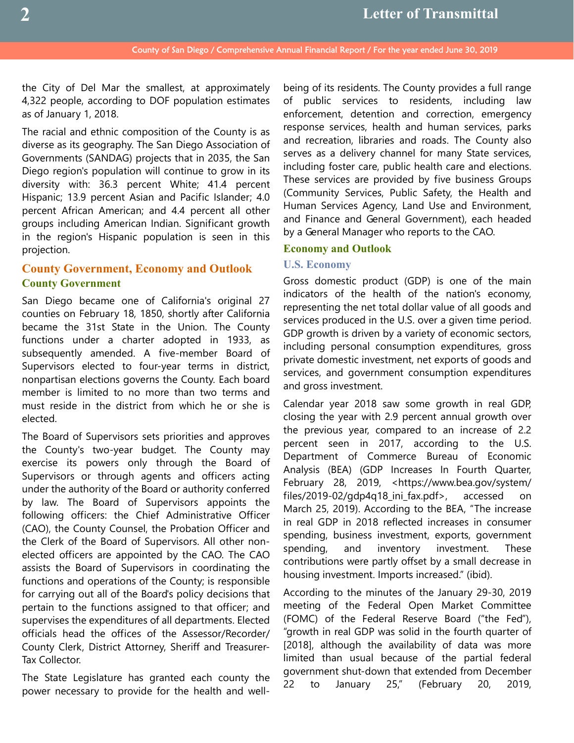the City of Del Mar the smallest, at approximately 4,322 people, according to DOF population estimates as of January 1, 2018.

The racial and ethnic composition of the County is as diverse as its geography. The San Diego Association of Governments (SANDAG) projects that in 2035, the San Diego region's population will continue to grow in its diversity with: 36.3 percent White; 41.4 percent Hispanic; 13.9 percent Asian and Pacific Islander; 4.0 percent African American; and 4.4 percent all other groups including American Indian. Significant growth in the region's Hispanic population is seen in this projection.

## County Government, Economy and Outlook

### County Government

San Diego became one of California's original 27 counties on February 18, 1850, shortly after California became the 31st State in the Union. The County functions under a charter adopted in 1933, as subsequently amended. A five-member Board of Supervisors elected to four-year terms in district, nonpartisan elections governs the County. Each board member is limited to no more than two terms and must reside in the district from which he or she is elected.

The Board of Supervisors sets priorities and approves the County's two-year budget. The County may exercise its powers only through the Board of Supervisors or through agents and officers acting under the authority of the Board or authority conferred by law. The Board of Supervisors appoints the following officers: the Chief Administrative Officer (CAO), the County Counsel, the Probation Officer and the Clerk of the Board of Supervisors. All other non-elected officers are appointed by the CAO. The CAO assists the Board of Supervisors in coordinating the functions and operations of the County; is responsible for carrying out all of the Board's policy decisions that pertain to the functions assigned to that officer; and supervises the expenditures of all departments. Elected officials head the offices of the Assessor/Recorder/County Clerk, District Attorney, Sheriff and Treasurer-Tax Collector.

The State Legislature has granted each county the power necessary to provide for the health and well-being of its residents. The County provides a full range of public services to residents, including law enforcement, detention and correction, emergency response services, health and human services, parks and recreation, libraries and roads. The County also serves as a delivery channel for many State services, including foster care, public health care and elections. These services are provided by five business Groups (Community Services, Public Safety, the Health and Human Services Agency, Land Use and Environment, and Finance and General Government), each headed by a General Manager who reports to the CAO.

### Economy and Outlook

#### U.S. Economy

Gross domestic product (GDP) is one of the main indicators of the health of the nation's economy, representing the net total dollar value of all goods and services produced in the U.S. over a given time period. GDP growth is driven by a variety of economic sectors, including personal consumption expenditures, gross private domestic investment, net exports of goods and services, and government consumption expenditures and gross investment.

Calendar year 2018 saw some growth in real GDP, closing the year with 2.9 percent annual growth over the previous year, compared to an increase of 2.2 percent seen in 2017, according to the U.S. Department of Commerce Bureau of Economic Analysis (BEA) (GDP Increases In Fourth Quarter, February 28, 2019, <https://www.bea.gov/system/files/2019-02/gdp4q18_ini_fax.pdf>, accessed on March 25, 2019). According to the BEA, "The increase in real GDP in 2018 reflected increases in consumer spending, business investment, exports, government spending, and inventory investment. These contributions were partly offset by a small decrease in housing investment. Imports increased." (ibid).

According to the minutes of the January 29-30, 2019 meeting of the Federal Open Market Committee (FOMC) of the Federal Reserve Board ("the Fed"), "growth in real GDP was solid in the fourth quarter of [2018], although the availability of data was more limited than usual because of the partial federal government shut-down that extended from December 22 to January 25," (February 20, 2019,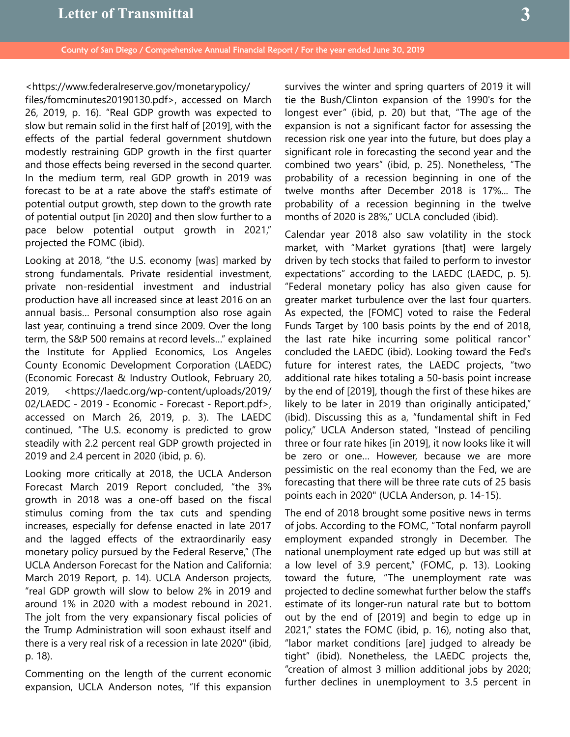<https://www.federalreserve.gov/monetarypolicy/files/fomcminutes20190130.pdf>, accessed on March 26, 2019, p. 16). "Real GDP growth was expected to slow but remain solid in the first half of [2019], with the effects of the partial federal government shutdown modestly restraining GDP growth in the first quarter and those effects being reversed in the second quarter. In the medium term, real GDP growth in 2019 was forecast to be at a rate above the staff's estimate of potential output growth, step down to the growth rate of potential output [in 2020] and then slow further to a pace below potential output growth in 2021," projected the FOMC (ibid).

Looking at 2018, "the U.S. economy [was] marked by strong fundamentals. Private residential investment, private non-residential investment and industrial production have all increased since at least 2016 on an annual basis… Personal consumption also rose again last year, continuing a trend since 2009. Over the long term, the S&P 500 remains at record levels…" explained the Institute for Applied Economics, Los Angeles County Economic Development Corporation (LAEDC) (Economic Forecast & Industry Outlook, February 20, 2019, <https://laedc.org/wp-content/uploads/2019/02/LAEDC - 2019 - Economic - Forecast - Report.pdf>, accessed on March 26, 2019, p. 3). The LAEDC continued, "The U.S. economy is predicted to grow steadily with 2.2 percent real GDP growth projected in 2019 and 2.4 percent in 2020 (ibid, p. 6).

Looking more critically at 2018, the UCLA Anderson Forecast March 2019 Report concluded, "the 3% growth in 2018 was a one-off based on the fiscal stimulus coming from the tax cuts and spending increases, especially for defense enacted in late 2017 and the lagged effects of the extraordinarily easy monetary policy pursued by the Federal Reserve," (The UCLA Anderson Forecast for the Nation and California: March 2019 Report, p. 14). UCLA Anderson projects, "real GDP growth will slow to below 2% in 2019 and around 1% in 2020 with a modest rebound in 2021. The jolt from the very expansionary fiscal policies of the Trump Administration will soon exhaust itself and there is a very real risk of a recession in late 2020" (ibid, p. 18).

Commenting on the length of the current economic expansion, UCLA Anderson notes, "If this expansion survives the winter and spring quarters of 2019 it will tie the Bush/Clinton expansion of the 1990's for the longest ever" (ibid, p. 20) but that, "The age of the expansion is not a significant factor for assessing the recession risk one year into the future, but does play a significant role in forecasting the second year and the combined two years" (ibid, p. 25). Nonetheless, "The probability of a recession beginning in one of the twelve months after December 2018 is 17%… The probability of a recession beginning in the twelve months of 2020 is 28%," UCLA concluded (ibid).

Calendar year 2018 also saw volatility in the stock market, with "Market gyrations [that] were largely driven by tech stocks that failed to perform to investor expectations" according to the LAEDC (LAEDC, p. 5). "Federal monetary policy has also given cause for greater market turbulence over the last four quarters. As expected, the [FOMC] voted to raise the Federal Funds Target by 100 basis points by the end of 2018, the last rate hike incurring some political rancor" concluded the LAEDC (ibid). Looking toward the Fed's future for interest rates, the LAEDC projects, "two additional rate hikes totaling a 50-basis point increase by the end of [2019], though the first of these hikes are likely to be later in 2019 than originally anticipated," (ibid). Discussing this as a, "fundamental shift in Fed policy," UCLA Anderson stated, "Instead of penciling three or four rate hikes [in 2019], it now looks like it will be zero or one… However, because we are more pessimistic on the real economy than the Fed, we are forecasting that there will be three rate cuts of 25 basis points each in 2020" (UCLA Anderson, p. 14-15).

The end of 2018 brought some positive news in terms of jobs. According to the FOMC, "Total nonfarm payroll employment expanded strongly in December. The national unemployment rate edged up but was still at a low level of 3.9 percent," (FOMC, p. 13). Looking toward the future, "The unemployment rate was projected to decline somewhat further below the staff's estimate of its longer-run natural rate but to bottom out by the end of [2019] and begin to edge up in 2021," states the FOMC (ibid, p. 16), noting also that, "labor market conditions [are] judged to already be tight" (ibid). Nonetheless, the LAEDC projects the, "creation of almost 3 million additional jobs by 2020; further declines in unemployment to 3.5 percent in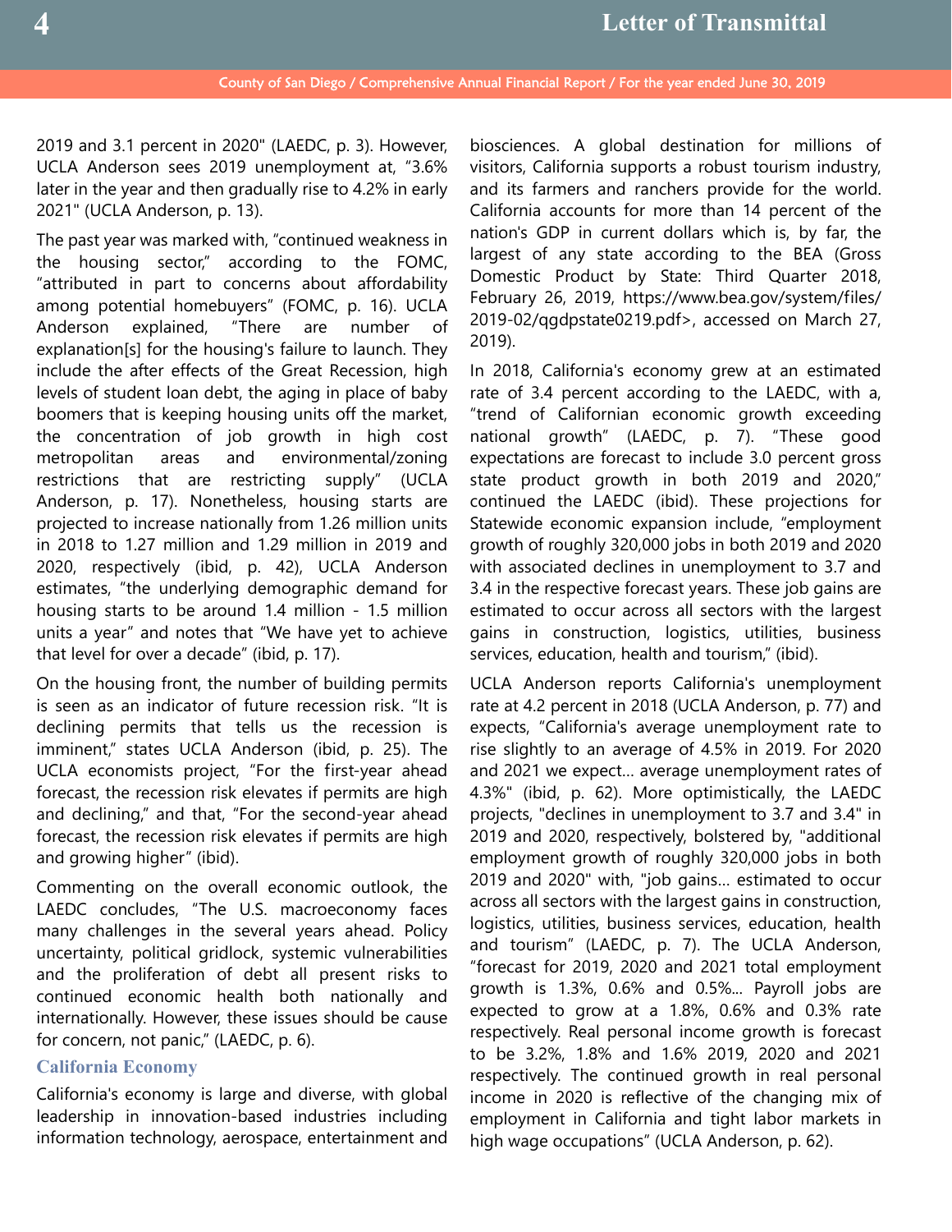2019 and 3.1 percent in 2020" (LAEDC, p. 3). However, UCLA Anderson sees 2019 unemployment at, "3.6% later in the year and then gradually rise to 4.2% in early 2021" (UCLA Anderson, p. 13).

The past year was marked with, "continued weakness in the housing sector," according to the FOMC, "attributed in part to concerns about affordability among potential homebuyers" (FOMC, p. 16). UCLA Anderson explained, "There are number of explanation[s] for the housing's failure to launch. They include the after effects of the Great Recession, high levels of student loan debt, the aging in place of baby boomers that is keeping housing units off the market, the concentration of job growth in high cost metropolitan areas and environmental/zoning restrictions that are restricting supply" (UCLA Anderson, p. 17). Nonetheless, housing starts are projected to increase nationally from 1.26 million units in 2018 to 1.27 million and 1.29 million in 2019 and 2020, respectively (ibid, p. 42), UCLA Anderson estimates, "the underlying demographic demand for housing starts to be around 1.4 million - 1.5 million units a year" and notes that "We have yet to achieve that level for over a decade" (ibid, p. 17).

On the housing front, the number of building permits is seen as an indicator of future recession risk. "It is declining permits that tells us the recession is imminent," states UCLA Anderson (ibid, p. 25). The UCLA economists project, "For the first-year ahead forecast, the recession risk elevates if permits are high and declining," and that, "For the second-year ahead forecast, the recession risk elevates if permits are high and growing higher" (ibid).

Commenting on the overall economic outlook, the LAEDC concludes, "The U.S. macroeconomy faces many challenges in the several years ahead. Policy uncertainty, political gridlock, systemic vulnerabilities and the proliferation of debt all present risks to continued economic health both nationally and internationally. However, these issues should be cause for concern, not panic," (LAEDC, p. 6).

### California Economy

California's economy is large and diverse, with global leadership in innovation-based industries including information technology, aerospace, entertainment and biosciences. A global destination for millions of visitors, California supports a robust tourism industry, and its farmers and ranchers provide for the world. California accounts for more than 14 percent of the nation's GDP in current dollars which is, by far, the largest of any state according to the BEA (Gross Domestic Product by State: Third Quarter 2018, February 26, 2019, https://www.bea.gov/system/files/2019-02/qgdpstate0219.pdf>, accessed on March 27, 2019).

In 2018, California's economy grew at an estimated rate of 3.4 percent according to the LAEDC, with a, "trend of Californian economic growth exceeding national growth" (LAEDC, p. 7). "These good expectations are forecast to include 3.0 percent gross state product growth in both 2019 and 2020," continued the LAEDC (ibid). These projections for Statewide economic expansion include, "employment growth of roughly 320,000 jobs in both 2019 and 2020 with associated declines in unemployment to 3.7 and 3.4 in the respective forecast years. These job gains are estimated to occur across all sectors with the largest gains in construction, logistics, utilities, business services, education, health and tourism," (ibid).

UCLA Anderson reports California's unemployment rate at 4.2 percent in 2018 (UCLA Anderson, p. 77) and expects, "California's average unemployment rate to rise slightly to an average of 4.5% in 2019. For 2020 and 2021 we expect... average unemployment rates of 4.3%" (ibid, p. 62). More optimistically, the LAEDC projects, "declines in unemployment to 3.7 and 3.4" in 2019 and 2020, respectively, bolstered by, "additional employment growth of roughly 320,000 jobs in both 2019 and 2020" with, "job gains... estimated to occur across all sectors with the largest gains in construction, logistics, utilities, business services, education, health and tourism" (LAEDC, p. 7). The UCLA Anderson, "forecast for 2019, 2020 and 2021 total employment growth is 1.3%, 0.6% and 0.5%... Payroll jobs are expected to grow at a 1.8%, 0.6% and 0.3% rate respectively. Real personal income growth is forecast to be 3.2%, 1.8% and 1.6% 2019, 2020 and 2021 respectively. The continued growth in real personal income in 2020 is reflective of the changing mix of employment in California and tight labor markets in high wage occupations" (UCLA Anderson, p. 62).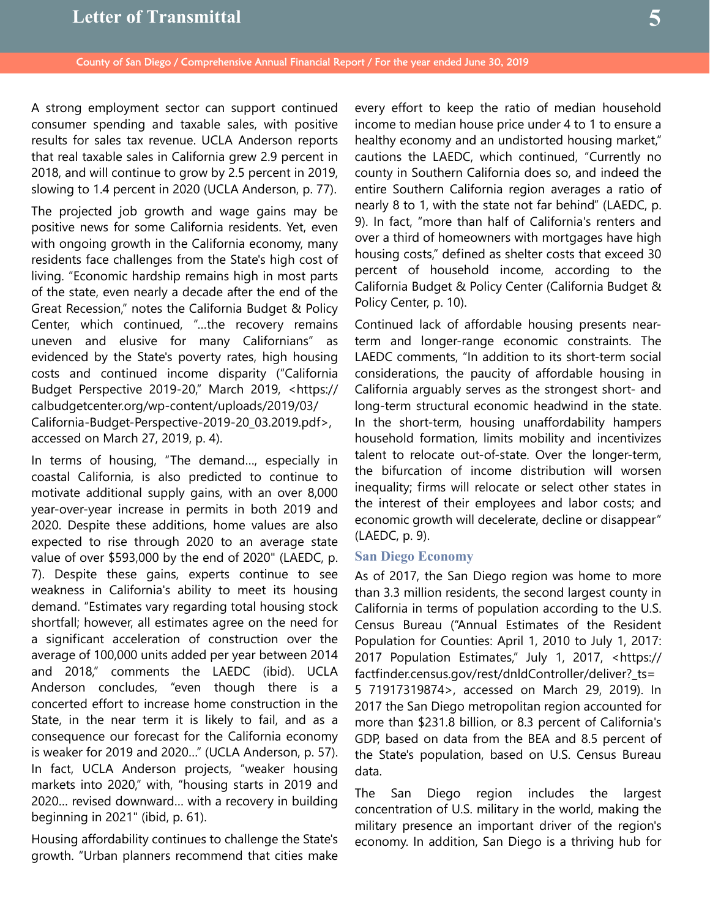A strong employment sector can support continued consumer spending and taxable sales, with positive results for sales tax revenue. UCLA Anderson reports that real taxable sales in California grew 2.9 percent in 2018, and will continue to grow by 2.5 percent in 2019, slowing to 1.4 percent in 2020 (UCLA Anderson, p. 77).

The projected job growth and wage gains may be positive news for some California residents. Yet, even with ongoing growth in the California economy, many residents face challenges from the State's high cost of living. "Economic hardship remains high in most parts of the state, even nearly a decade after the end of the Great Recession," notes the California Budget & Policy Center, which continued, "...the recovery remains uneven and elusive for many Californians" as evidenced by the State's poverty rates, high housing costs and continued income disparity ("California Budget Perspective 2019-20," March 2019, <https://calbudgetcenter.org/wp-content/uploads/2019/03/California-Budget-Perspective-2019-20_03.2019.pdf>, accessed on March 27, 2019, p. 4).

In terms of housing, "The demand..., especially in coastal California, is also predicted to continue to motivate additional supply gains, with an over 8,000 year-over-year increase in permits in both 2019 and 2020. Despite these additions, home values are also expected to rise through 2020 to an average state value of over $593,000 by the end of 2020" (LAEDC, p. 7). Despite these gains, experts continue to see weakness in California's ability to meet its housing demand. "Estimates vary regarding total housing stock shortfall; however, all estimates agree on the need for a significant acceleration of construction over the average of 100,000 units added per year between 2014 and 2018," comments the LAEDC (ibid). UCLA Anderson concludes, "even though there is a concerted effort to increase home construction in the State, in the near term it is likely to fail, and as a consequence our forecast for the California economy is weaker for 2019 and 2020..." (UCLA Anderson, p. 57). In fact, UCLA Anderson projects, "weaker housing markets into 2020," with, "housing starts in 2019 and 2020... revised downward... with a recovery in building beginning in 2021" (ibid, p. 61).

Housing affordability continues to challenge the State's growth. "Urban planners recommend that cities make every effort to keep the ratio of median household income to median house price under 4 to 1 to ensure a healthy economy and an undistorted housing market," cautions the LAEDC, which continued, "Currently no county in Southern California does so, and indeed the entire Southern California region averages a ratio of nearly 8 to 1, with the state not far behind" (LAEDC, p. 9). In fact, "more than half of California's renters and over a third of homeowners with mortgages have high housing costs," defined as shelter costs that exceed 30 percent of household income, according to the California Budget & Policy Center (California Budget & Policy Center, p. 10).

Continued lack of affordable housing presents near-term and longer-range economic constraints. The LAEDC comments, "In addition to its short-term social considerations, the paucity of affordable housing in California arguably serves as the strongest short- and long-term structural economic headwind in the state. In the short-term, housing unaffordability hampers household formation, limits mobility and incentivizes talent to relocate out-of-state. Over the longer-term, the bifurcation of income distribution will worsen inequality; firms will relocate or select other states in the interest of their employees and labor costs; and economic growth will decelerate, decline or disappear" (LAEDC, p. 9).

### San Diego Economy

As of 2017, the San Diego region was home to more than 3.3 million residents, the second largest county in California in terms of population according to the U.S. Census Bureau ("Annual Estimates of the Resident Population for Counties: April 1, 2010 to July 1, 2017: 2017 Population Estimates," July 1, 2017, <https://factfinder.census.gov/rest/dnldController/deliver?_ts=5 71917319874>, accessed on March 29, 2019). In 2017 the San Diego metropolitan region accounted for more than $231.8 billion, or 8.3 percent of California's GDP, based on data from the BEA and 8.5 percent of the State's population, based on U.S. Census Bureau data.

The San Diego region includes the largest concentration of U.S. military in the world, making the military presence an important driver of the region's economy. In addition, San Diego is a thriving hub for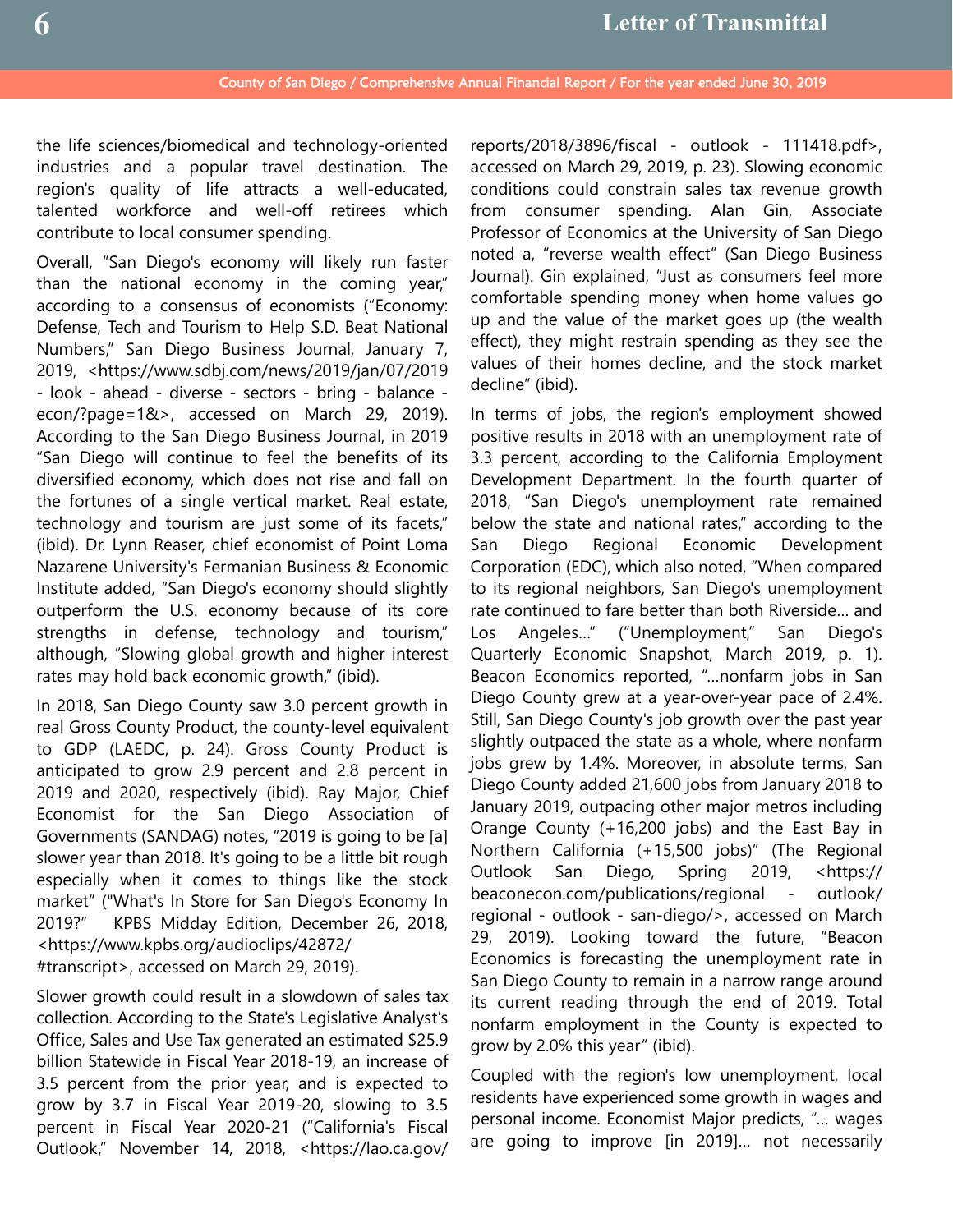the life sciences/biomedical and technology-oriented industries and a popular travel destination. The region's quality of life attracts a well-educated, talented workforce and well-off retirees which contribute to local consumer spending.

Overall, "San Diego's economy will likely run faster than the national economy in the coming year," according to a consensus of economists ("Economy: Defense, Tech and Tourism to Help S.D. Beat National Numbers," San Diego Business Journal, January 7, 2019, <https://www.sdbj.com/news/2019/jan/07/2019 - look - ahead - diverse - sectors - bring - balance - econ/?page=1&>, accessed on March 29, 2019). According to the San Diego Business Journal, in 2019 "San Diego will continue to feel the benefits of its diversified economy, which does not rise and fall on the fortunes of a single vertical market. Real estate, technology and tourism are just some of its facets," (ibid). Dr. Lynn Reaser, chief economist of Point Loma Nazarene University's Fermanian Business & Economic Institute added, "San Diego's economy should slightly outperform the U.S. economy because of its core strengths in defense, technology and tourism," although, "Slowing global growth and higher interest rates may hold back economic growth," (ibid).

In 2018, San Diego County saw 3.0 percent growth in real Gross County Product, the county-level equivalent to GDP (LAEDC, p. 24). Gross County Product is anticipated to grow 2.9 percent and 2.8 percent in 2019 and 2020, respectively (ibid). Ray Major, Chief Economist for the San Diego Association of Governments (SANDAG) notes, "2019 is going to be [a] slower year than 2018. It's going to be a little bit rough especially when it comes to things like the stock market" ("What's In Store for San Diego's Economy In 2019?" KPBS Midday Edition, December 26, 2018, <https://www.kpbs.org/audioclips/42872/#transcript>, accessed on March 29, 2019).

Slower growth could result in a slowdown of sales tax collection. According to the State's Legislative Analyst's Office, Sales and Use Tax generated an estimated $25.9 billion Statewide in Fiscal Year 2018-19, an increase of 3.5 percent from the prior year, and is expected to grow by 3.7 in Fiscal Year 2019-20, slowing to 3.5 percent in Fiscal Year 2020-21 ("California's Fiscal Outlook," November 14, 2018, <https://lao.ca.gov/reports/2018/3896/fiscal - outlook - 111418.pdf>, accessed on March 29, 2019, p. 23). Slowing economic conditions could constrain sales tax revenue growth from consumer spending. Alan Gin, Associate Professor of Economics at the University of San Diego noted a, "reverse wealth effect" (San Diego Business Journal). Gin explained, "Just as consumers feel more comfortable spending money when home values go up and the value of the market goes up (the wealth effect), they might restrain spending as they see the values of their homes decline, and the stock market decline" (ibid).

In terms of jobs, the region's employment showed positive results in 2018 with an unemployment rate of 3.3 percent, according to the California Employment Development Department. In the fourth quarter of 2018, "San Diego's unemployment rate remained below the state and national rates," according to the San Diego Regional Economic Development Corporation (EDC), which also noted, "When compared to its regional neighbors, San Diego's unemployment rate continued to fare better than both Riverside… and Los Angeles…" ("Unemployment," San Diego's Quarterly Economic Snapshot, March 2019, p. 1). Beacon Economics reported, "…nonfarm jobs in San Diego County grew at a year-over-year pace of 2.4%. Still, San Diego County's job growth over the past year slightly outpaced the state as a whole, where nonfarm jobs grew by 1.4%. Moreover, in absolute terms, San Diego County added 21,600 jobs from January 2018 to January 2019, outpacing other major metros including Orange County (+16,200 jobs) and the East Bay in Northern California (+15,500 jobs)" (The Regional Outlook San Diego, Spring 2019, <https://beaconecon.com/publications/regional - outlook/regional - outlook - san-diego/>, accessed on March 29, 2019). Looking toward the future, "Beacon Economics is forecasting the unemployment rate in San Diego County to remain in a narrow range around its current reading through the end of 2019. Total nonfarm employment in the County is expected to grow by 2.0% this year" (ibid).

Coupled with the region's low unemployment, local residents have experienced some growth in wages and personal income. Economist Major predicts, "… wages are going to improve [in 2019]… not necessarily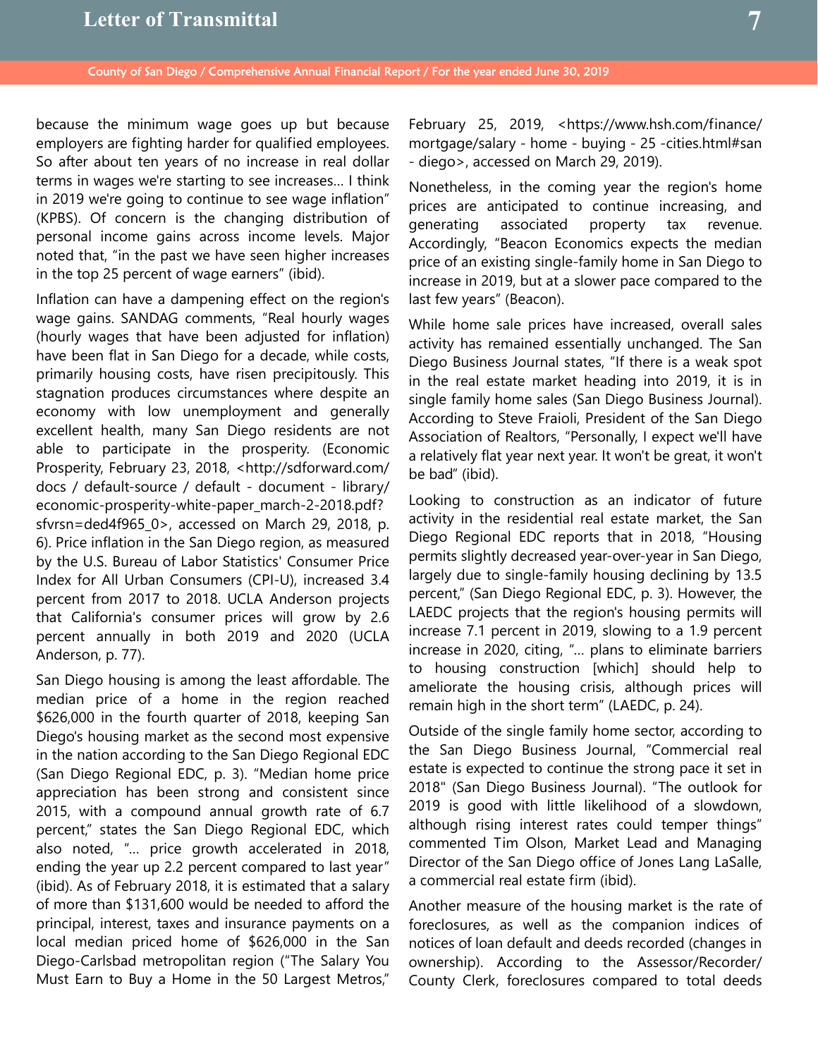because the minimum wage goes up but because employers are fighting harder for qualified employees. So after about ten years of no increase in real dollar terms in wages we're starting to see increases… I think in 2019 we're going to continue to see wage inflation" (KPBS). Of concern is the changing distribution of personal income gains across income levels. Major noted that, "in the past we have seen higher increases in the top 25 percent of wage earners" (ibid).

Inflation can have a dampening effect on the region's wage gains. SANDAG comments, "Real hourly wages (hourly wages that have been adjusted for inflation) have been flat in San Diego for a decade, while costs, primarily housing costs, have risen precipitously. This stagnation produces circumstances where despite an economy with low unemployment and generally excellent health, many San Diego residents are not able to participate in the prosperity. (Economic Prosperity, February 23, 2018, <http://sdforward.com/docs / default-source / default - document - library/economic-prosperity-white-paper_march-2-2018.pdf?sfvrsn=ded4f965_0>, accessed on March 29, 2018, p. 6). Price inflation in the San Diego region, as measured by the U.S. Bureau of Labor Statistics' Consumer Price Index for All Urban Consumers (CPI-U), increased 3.4 percent from 2017 to 2018. UCLA Anderson projects that California's consumer prices will grow by 2.6 percent annually in both 2019 and 2020 (UCLA Anderson, p. 77).

San Diego housing is among the least affordable. The median price of a home in the region reached $626,000 in the fourth quarter of 2018, keeping San Diego's housing market as the second most expensive in the nation according to the San Diego Regional EDC (San Diego Regional EDC, p. 3). "Median home price appreciation has been strong and consistent since 2015, with a compound annual growth rate of 6.7 percent," states the San Diego Regional EDC, which also noted, "… price growth accelerated in 2018, ending the year up 2.2 percent compared to last year" (ibid). As of February 2018, it is estimated that a salary of more than $131,600 would be needed to afford the principal, interest, taxes and insurance payments on a local median priced home of $626,000 in the San Diego-Carlsbad metropolitan region ("The Salary You Must Earn to Buy a Home in the 50 Largest Metros," February 25, 2019, <https://www.hsh.com/finance/mortgage/salary - home - buying - 25 -cities.html#san - diego>, accessed on March 29, 2019).

Nonetheless, in the coming year the region's home prices are anticipated to continue increasing, and generating associated property tax revenue. Accordingly, "Beacon Economics expects the median price of an existing single-family home in San Diego to increase in 2019, but at a slower pace compared to the last few years" (Beacon).

While home sale prices have increased, overall sales activity has remained essentially unchanged. The San Diego Business Journal states, "If there is a weak spot in the real estate market heading into 2019, it is in single family home sales (San Diego Business Journal). According to Steve Fraioli, President of the San Diego Association of Realtors, "Personally, I expect we'll have a relatively flat year next year. It won't be great, it won't be bad" (ibid).

Looking to construction as an indicator of future activity in the residential real estate market, the San Diego Regional EDC reports that in 2018, "Housing permits slightly decreased year-over-year in San Diego, largely due to single-family housing declining by 13.5 percent," (San Diego Regional EDC, p. 3). However, the LAEDC projects that the region's housing permits will increase 7.1 percent in 2019, slowing to a 1.9 percent increase in 2020, citing, "… plans to eliminate barriers to housing construction [which] should help to ameliorate the housing crisis, although prices will remain high in the short term" (LAEDC, p. 24).

Outside of the single family home sector, according to the San Diego Business Journal, "Commercial real estate is expected to continue the strong pace it set in 2018" (San Diego Business Journal). "The outlook for 2019 is good with little likelihood of a slowdown, although rising interest rates could temper things" commented Tim Olson, Market Lead and Managing Director of the San Diego office of Jones Lang LaSalle, a commercial real estate firm (ibid).

Another measure of the housing market is the rate of foreclosures, as well as the companion indices of notices of loan default and deeds recorded (changes in ownership). According to the Assessor/Recorder/County Clerk, foreclosures compared to total deeds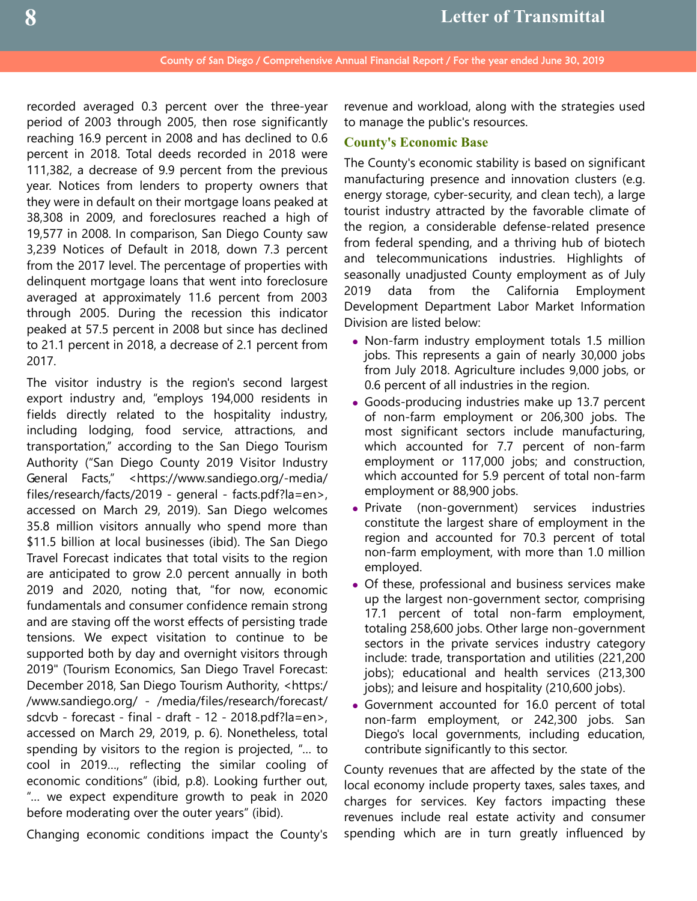recorded averaged 0.3 percent over the three-year period of 2003 through 2005, then rose significantly reaching 16.9 percent in 2008 and has declined to 0.6 percent in 2018. Total deeds recorded in 2018 were 111,382, a decrease of 9.9 percent from the previous year. Notices from lenders to property owners that they were in default on their mortgage loans peaked at 38,308 in 2009, and foreclosures reached a high of 19,577 in 2008. In comparison, San Diego County saw 3,239 Notices of Default in 2018, down 7.3 percent from the 2017 level. The percentage of properties with delinquent mortgage loans that went into foreclosure averaged at approximately 11.6 percent from 2003 through 2005. During the recession this indicator peaked at 57.5 percent in 2008 but since has declined to 21.1 percent in 2018, a decrease of 2.1 percent from 2017.

The visitor industry is the region's second largest export industry and, "employs 194,000 residents in fields directly related to the hospitality industry, including lodging, food service, attractions, and transportation," according to the San Diego Tourism Authority ("San Diego County 2019 Visitor Industry General Facts," <https://www.sandiego.org/-media/files/research/facts/2019 - general - facts.pdf?la=en>, accessed on March 29, 2019). San Diego welcomes 35.8 million visitors annually who spend more than $11.5 billion at local businesses (ibid). The San Diego Travel Forecast indicates that total visits to the region are anticipated to grow 2.0 percent annually in both 2019 and 2020, noting that, "for now, economic fundamentals and consumer confidence remain strong and are staving off the worst effects of persisting trade tensions. We expect visitation to continue to be supported both by day and overnight visitors through 2019" (Tourism Economics, San Diego Travel Forecast: December 2018, San Diego Tourism Authority, <https://www.sandiego.org/ - /media/files/research/forecast/sdcvb - forecast - final - draft - 12 - 2018.pdf?la=en>, accessed on March 29, 2019, p. 6). Nonetheless, total spending by visitors to the region is projected, "... to cool in 2019..., reflecting the similar cooling of economic conditions" (ibid, p.8). Looking further out, "... we expect expenditure growth to peak in 2020 before moderating over the outer years" (ibid).

Changing economic conditions impact the County's revenue and workload, along with the strategies used to manage the public's resources.

### County's Economic Base

The County's economic stability is based on significant manufacturing presence and innovation clusters (e.g. energy storage, cyber-security, and clean tech), a large tourist industry attracted by the favorable climate of the region, a considerable defense-related presence from federal spending, and a thriving hub of biotech and telecommunications industries. Highlights of seasonally unadjusted County employment as of July 2019 data from the California Employment Development Department Labor Market Information Division are listed below:

- Non-farm industry employment totals 1.5 million jobs. This represents a gain of nearly 30,000 jobs from July 2018. Agriculture includes 9,000 jobs, or 0.6 percent of all industries in the region.
- Goods-producing industries make up 13.7 percent of non-farm employment or 206,300 jobs. The most significant sectors include manufacturing, which accounted for 7.7 percent of non-farm employment or 117,000 jobs; and construction, which accounted for 5.9 percent of total non-farm employment or 88,900 jobs.
- Private (non-government) services industries constitute the largest share of employment in the region and accounted for 70.3 percent of total non-farm employment, with more than 1.0 million employed.
- Of these, professional and business services make up the largest non-government sector, comprising 17.1 percent of total non-farm employment, totaling 258,600 jobs. Other large non-government sectors in the private services industry category include: trade, transportation and utilities (221,200 jobs); educational and health services (213,300 jobs); and leisure and hospitality (210,600 jobs).
- Government accounted for 16.0 percent of total non-farm employment, or 242,300 jobs. San Diego's local governments, including education, contribute significantly to this sector.

County revenues that are affected by the state of the local economy include property taxes, sales taxes, and charges for services. Key factors impacting these revenues include real estate activity and consumer spending which are in turn greatly influenced by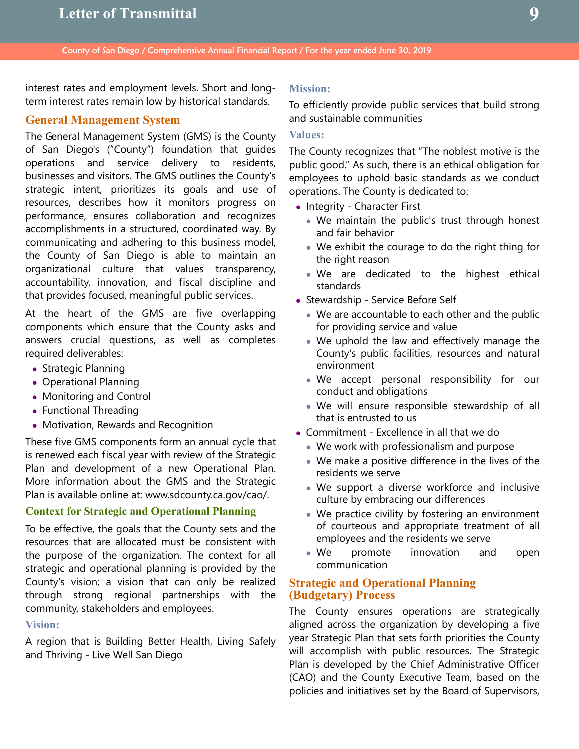interest rates and employment levels. Short and long-term interest rates remain low by historical standards.

## General Management System

The General Management System (GMS) is the County of San Diego's ("County") foundation that guides operations and service delivery to residents, businesses and visitors. The GMS outlines the County's strategic intent, prioritizes its goals and use of resources, describes how it monitors progress on performance, ensures collaboration and recognizes accomplishments in a structured, coordinated way. By communicating and adhering to this business model, the County of San Diego is able to maintain an organizational culture that values transparency, accountability, innovation, and fiscal discipline and that provides focused, meaningful public services.

At the heart of the GMS are five overlapping components which ensure that the County asks and answers crucial questions, as well as completes required deliverables:

- Strategic Planning
- Operational Planning
- Monitoring and Control
- Functional Threading
- Motivation, Rewards and Recognition

These five GMS components form an annual cycle that is renewed each fiscal year with review of the Strategic Plan and development of a new Operational Plan. More information about the GMS and the Strategic Plan is available online at: www.sdcounty.ca.gov/cao/.

### Context for Strategic and Operational Planning

To be effective, the goals that the County sets and the resources that are allocated must be consistent with the purpose of the organization. The context for all strategic and operational planning is provided by the County's vision; a vision that can only be realized through strong regional partnerships with the community, stakeholders and employees.

#### Vision:

A region that is Building Better Health, Living Safely and Thriving - Live Well San Diego

#### Mission:

To efficiently provide public services that build strong and sustainable communities

#### Values:

The County recognizes that "The noblest motive is the public good." As such, there is an ethical obligation for employees to uphold basic standards as we conduct operations. The County is dedicated to:

- Integrity - Character First
  - We maintain the public's trust through honest and fair behavior
  - We exhibit the courage to do the right thing for the right reason
  - We are dedicated to the highest ethical standards
- Stewardship - Service Before Self
  - We are accountable to each other and the public for providing service and value
  - We uphold the law and effectively manage the County's public facilities, resources and natural environment
  - We accept personal responsibility for our conduct and obligations
  - We will ensure responsible stewardship of all that is entrusted to us
- Commitment - Excellence in all that we do
  - We work with professionalism and purpose
  - We make a positive difference in the lives of the residents we serve
  - We support a diverse workforce and inclusive culture by embracing our differences
  - We practice civility by fostering an environment of courteous and appropriate treatment of all employees and the residents we serve
  - We promote innovation and open communication

## Strategic and Operational Planning (Budgetary) Process

The County ensures operations are strategically aligned across the organization by developing a five year Strategic Plan that sets forth priorities the County will accomplish with public resources. The Strategic Plan is developed by the Chief Administrative Officer (CAO) and the County Executive Team, based on the policies and initiatives set by the Board of Supervisors,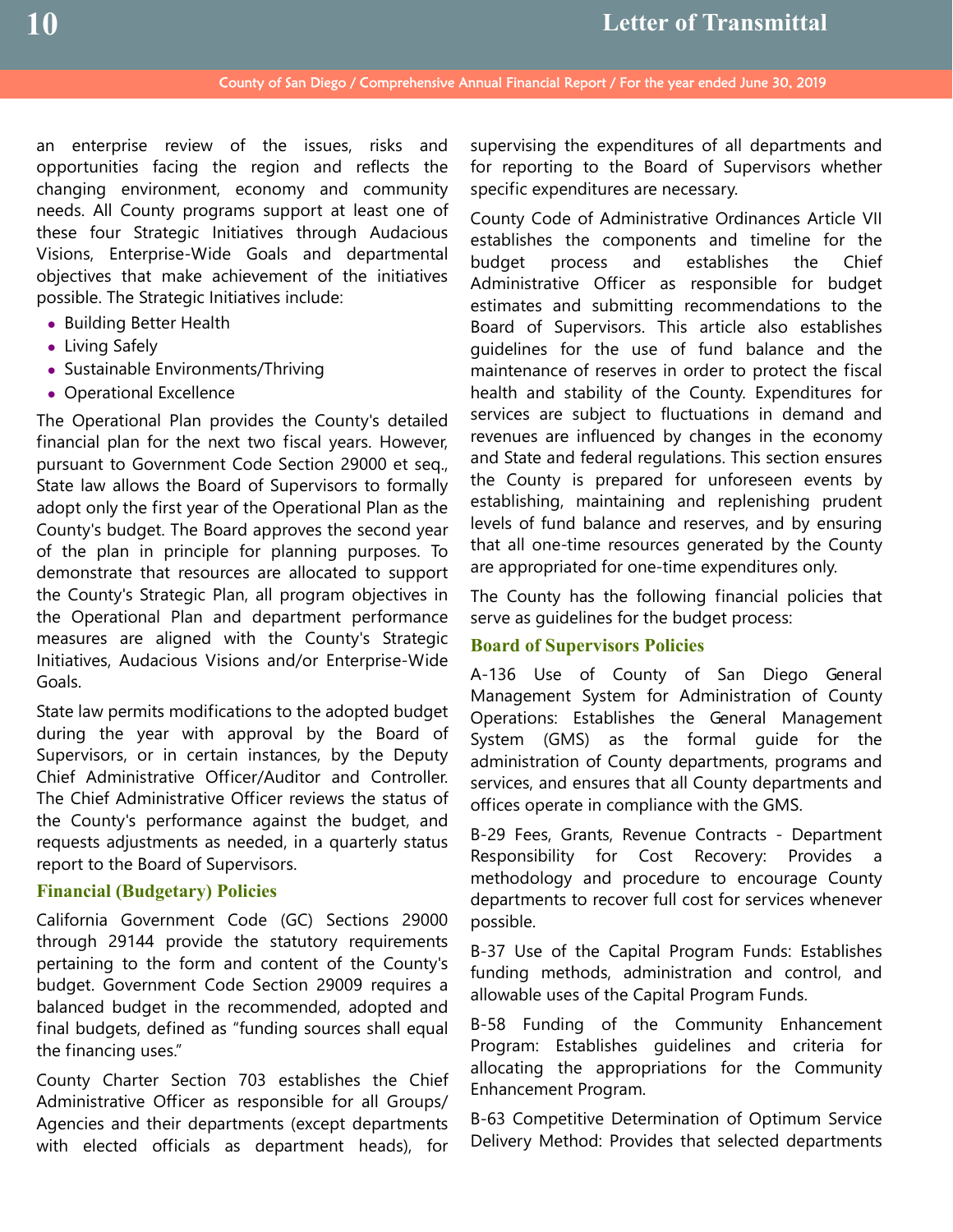an enterprise review of the issues, risks and opportunities facing the region and reflects the changing environment, economy and community needs. All County programs support at least one of these four Strategic Initiatives through Audacious Visions, Enterprise-Wide Goals and departmental objectives that make achievement of the initiatives possible. The Strategic Initiatives include:

- Building Better Health
- Living Safely
- Sustainable Environments/Thriving
- Operational Excellence

The Operational Plan provides the County's detailed financial plan for the next two fiscal years. However, pursuant to Government Code Section 29000 et seq., State law allows the Board of Supervisors to formally adopt only the first year of the Operational Plan as the County's budget. The Board approves the second year of the plan in principle for planning purposes. To demonstrate that resources are allocated to support the County's Strategic Plan, all program objectives in the Operational Plan and department performance measures are aligned with the County's Strategic Initiatives, Audacious Visions and/or Enterprise-Wide Goals.

State law permits modifications to the adopted budget during the year with approval by the Board of Supervisors, or in certain instances, by the Deputy Chief Administrative Officer/Auditor and Controller. The Chief Administrative Officer reviews the status of the County's performance against the budget, and requests adjustments as needed, in a quarterly status report to the Board of Supervisors.

### Financial (Budgetary) Policies

California Government Code (GC) Sections 29000 through 29144 provide the statutory requirements pertaining to the form and content of the County's budget. Government Code Section 29009 requires a balanced budget in the recommended, adopted and final budgets, defined as "funding sources shall equal the financing uses."

County Charter Section 703 establishes the Chief Administrative Officer as responsible for all Groups/Agencies and their departments (except departments with elected officials as department heads), for supervising the expenditures of all departments and for reporting to the Board of Supervisors whether specific expenditures are necessary.

County Code of Administrative Ordinances Article VII establishes the components and timeline for the budget process and establishes the Chief Administrative Officer as responsible for budget estimates and submitting recommendations to the Board of Supervisors. This article also establishes guidelines for the use of fund balance and the maintenance of reserves in order to protect the fiscal health and stability of the County. Expenditures for services are subject to fluctuations in demand and revenues are influenced by changes in the economy and State and federal regulations. This section ensures the County is prepared for unforeseen events by establishing, maintaining and replenishing prudent levels of fund balance and reserves, and by ensuring that all one-time resources generated by the County are appropriated for one-time expenditures only.

The County has the following financial policies that serve as guidelines for the budget process:

### Board of Supervisors Policies

A-136 Use of County of San Diego General Management System for Administration of County Operations: Establishes the General Management System (GMS) as the formal guide for the administration of County departments, programs and services, and ensures that all County departments and offices operate in compliance with the GMS.

B-29 Fees, Grants, Revenue Contracts - Department Responsibility for Cost Recovery: Provides a methodology and procedure to encourage County departments to recover full cost for services whenever possible.

B-37 Use of the Capital Program Funds: Establishes funding methods, administration and control, and allowable uses of the Capital Program Funds.

B-58 Funding of the Community Enhancement Program: Establishes guidelines and criteria for allocating the appropriations for the Community Enhancement Program.

B-63 Competitive Determination of Optimum Service Delivery Method: Provides that selected departments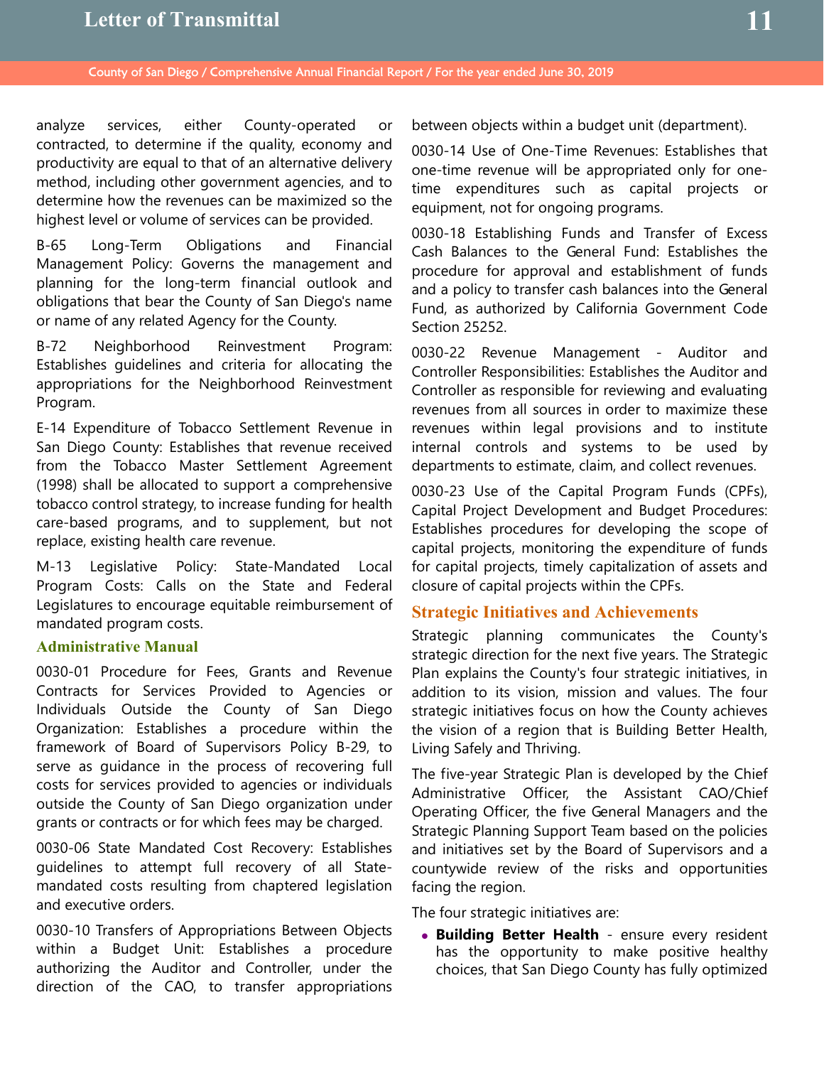analyze services, either County-operated or contracted, to determine if the quality, economy and productivity are equal to that of an alternative delivery method, including other government agencies, and to determine how the revenues can be maximized so the highest level or volume of services can be provided.

B-65 Long-Term Obligations and Financial Management Policy: Governs the management and planning for the long-term financial outlook and obligations that bear the County of San Diego's name or name of any related Agency for the County.

B-72 Neighborhood Reinvestment Program: Establishes guidelines and criteria for allocating the appropriations for the Neighborhood Reinvestment Program.

E-14 Expenditure of Tobacco Settlement Revenue in San Diego County: Establishes that revenue received from the Tobacco Master Settlement Agreement (1998) shall be allocated to support a comprehensive tobacco control strategy, to increase funding for health care-based programs, and to supplement, but not replace, existing health care revenue.

M-13 Legislative Policy: State-Mandated Local Program Costs: Calls on the State and Federal Legislatures to encourage equitable reimbursement of mandated program costs.

### Administrative Manual

0030-01 Procedure for Fees, Grants and Revenue Contracts for Services Provided to Agencies or Individuals Outside the County of San Diego Organization: Establishes a procedure within the framework of Board of Supervisors Policy B-29, to serve as guidance in the process of recovering full costs for services provided to agencies or individuals outside the County of San Diego organization under grants or contracts or for which fees may be charged.

0030-06 State Mandated Cost Recovery: Establishes guidelines to attempt full recovery of all State-mandated costs resulting from chaptered legislation and executive orders.

0030-10 Transfers of Appropriations Between Objects within a Budget Unit: Establishes a procedure authorizing the Auditor and Controller, under the direction of the CAO, to transfer appropriations between objects within a budget unit (department).

0030-14 Use of One-Time Revenues: Establishes that one-time revenue will be appropriated only for one-time expenditures such as capital projects or equipment, not for ongoing programs.

0030-18 Establishing Funds and Transfer of Excess Cash Balances to the General Fund: Establishes the procedure for approval and establishment of funds and a policy to transfer cash balances into the General Fund, as authorized by California Government Code Section 25252.

0030-22 Revenue Management - Auditor and Controller Responsibilities: Establishes the Auditor and Controller as responsible for reviewing and evaluating revenues from all sources in order to maximize these revenues within legal provisions and to institute internal controls and systems to be used by departments to estimate, claim, and collect revenues.

0030-23 Use of the Capital Program Funds (CPFs), Capital Project Development and Budget Procedures: Establishes procedures for developing the scope of capital projects, monitoring the expenditure of funds for capital projects, timely capitalization of assets and closure of capital projects within the CPFs.

## Strategic Initiatives and Achievements

Strategic planning communicates the County's strategic direction for the next five years. The Strategic Plan explains the County's four strategic initiatives, in addition to its vision, mission and values. The four strategic initiatives focus on how the County achieves the vision of a region that is Building Better Health, Living Safely and Thriving.

The five-year Strategic Plan is developed by the Chief Administrative Officer, the Assistant CAO/Chief Operating Officer, the five General Managers and the Strategic Planning Support Team based on the policies and initiatives set by the Board of Supervisors and a countywide review of the risks and opportunities facing the region.

The four strategic initiatives are:

- **Building Better Health** - ensure every resident has the opportunity to make positive healthy choices, that San Diego County has fully optimized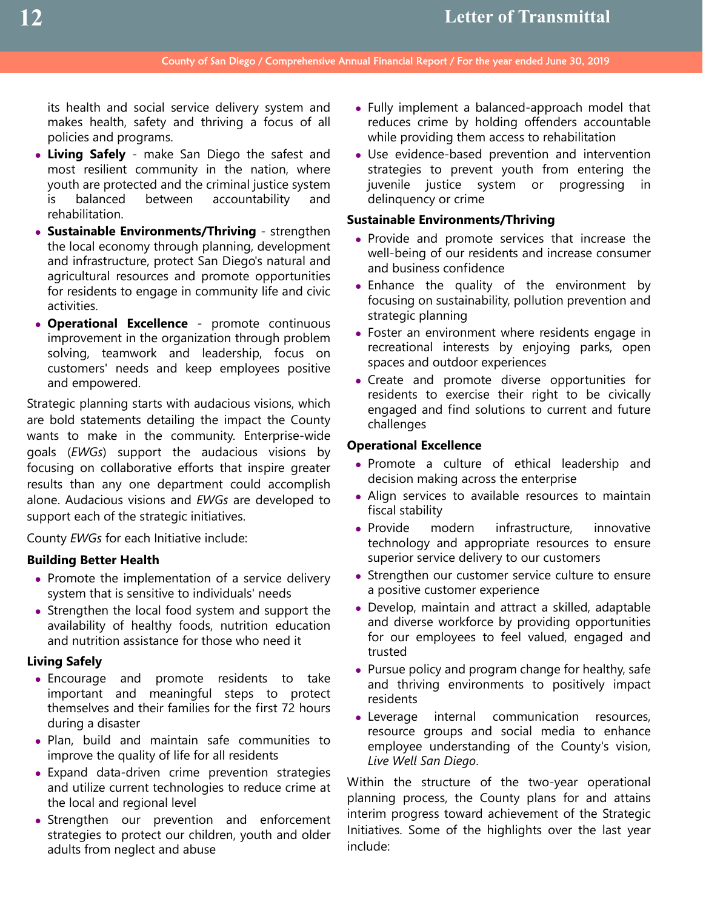its health and social service delivery system and makes health, safety and thriving a focus of all policies and programs.

- **Living Safely** - make San Diego the safest and most resilient community in the nation, where youth are protected and the criminal justice system is balanced between accountability and rehabilitation.
- **Sustainable Environments/Thriving** - strengthen the local economy through planning, development and infrastructure, protect San Diego's natural and agricultural resources and promote opportunities for residents to engage in community life and civic activities.
- **Operational Excellence** - promote continuous improvement in the organization through problem solving, teamwork and leadership, focus on customers' needs and keep employees positive and empowered.

Strategic planning starts with audacious visions, which are bold statements detailing the impact the County wants to make in the community. Enterprise-wide goals (*EWGs*) support the audacious visions by focusing on collaborative efforts that inspire greater results than any one department could accomplish alone. Audacious visions and *EWGs* are developed to support each of the strategic initiatives.

County *EWGs* for each Initiative include:

**Building Better Health**

- Promote the implementation of a service delivery system that is sensitive to individuals' needs
- Strengthen the local food system and support the availability of healthy foods, nutrition education and nutrition assistance for those who need it

**Living Safely**

- Encourage and promote residents to take important and meaningful steps to protect themselves and their families for the first 72 hours during a disaster
- Plan, build and maintain safe communities to improve the quality of life for all residents
- Expand data-driven crime prevention strategies and utilize current technologies to reduce crime at the local and regional level
- Strengthen our prevention and enforcement strategies to protect our children, youth and older adults from neglect and abuse
- Fully implement a balanced-approach model that reduces crime by holding offenders accountable while providing them access to rehabilitation
- Use evidence-based prevention and intervention strategies to prevent youth from entering the juvenile justice system or progressing in delinquency or crime

**Sustainable Environments/Thriving**

- Provide and promote services that increase the well-being of our residents and increase consumer and business confidence
- Enhance the quality of the environment by focusing on sustainability, pollution prevention and strategic planning
- Foster an environment where residents engage in recreational interests by enjoying parks, open spaces and outdoor experiences
- Create and promote diverse opportunities for residents to exercise their right to be civically engaged and find solutions to current and future challenges

**Operational Excellence**

- Promote a culture of ethical leadership and decision making across the enterprise
- Align services to available resources to maintain fiscal stability
- Provide modern infrastructure, innovative technology and appropriate resources to ensure superior service delivery to our customers
- Strengthen our customer service culture to ensure a positive customer experience
- Develop, maintain and attract a skilled, adaptable and diverse workforce by providing opportunities for our employees to feel valued, engaged and trusted
- Pursue policy and program change for healthy, safe and thriving environments to positively impact residents
- Leverage internal communication resources, resource groups and social media to enhance employee understanding of the County's vision, *Live Well San Diego*.

Within the structure of the two-year operational planning process, the County plans for and attains interim progress toward achievement of the Strategic Initiatives. Some of the highlights over the last year include: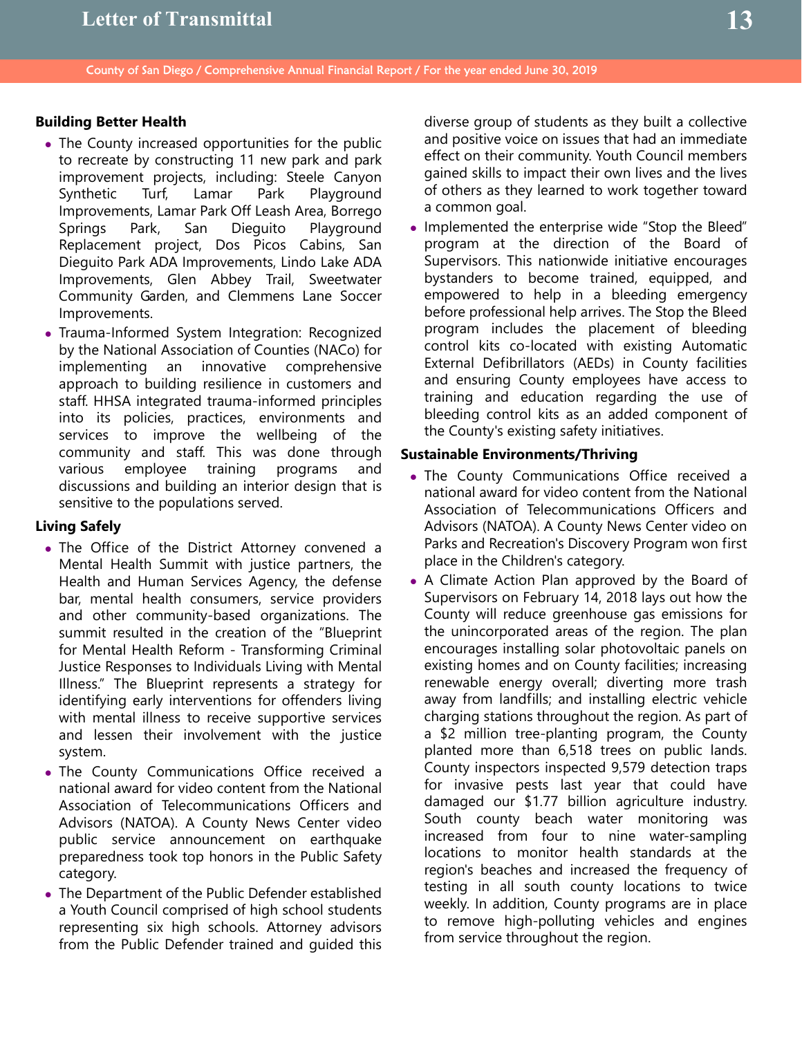### Building Better Health

- The County increased opportunities for the public to recreate by constructing 11 new park and park improvement projects, including: Steele Canyon Synthetic Turf, Lamar Park Playground Improvements, Lamar Park Off Leash Area, Borrego Springs Park, San Dieguito Playground Replacement project, Dos Picos Cabins, San Dieguito Park ADA Improvements, Lindo Lake ADA Improvements, Glen Abbey Trail, Sweetwater Community Garden, and Clemmens Lane Soccer Improvements.
- Trauma-Informed System Integration: Recognized by the National Association of Counties (NACo) for implementing an innovative comprehensive approach to building resilience in customers and staff. HHSA integrated trauma-informed principles into its policies, practices, environments and services to improve the wellbeing of the community and staff. This was done through various employee training programs and discussions and building an interior design that is sensitive to the populations served.

### Living Safely

- The Office of the District Attorney convened a Mental Health Summit with justice partners, the Health and Human Services Agency, the defense bar, mental health consumers, service providers and other community-based organizations. The summit resulted in the creation of the "Blueprint for Mental Health Reform - Transforming Criminal Justice Responses to Individuals Living with Mental Illness." The Blueprint represents a strategy for identifying early interventions for offenders living with mental illness to receive supportive services and lessen their involvement with the justice system.
- The County Communications Office received a national award for video content from the National Association of Telecommunications Officers and Advisors (NATOA). A County News Center video public service announcement on earthquake preparedness took top honors in the Public Safety category.
- The Department of the Public Defender established a Youth Council comprised of high school students representing six high schools. Attorney advisors from the Public Defender trained and guided this diverse group of students as they built a collective and positive voice on issues that had an immediate effect on their community. Youth Council members gained skills to impact their own lives and the lives of others as they learned to work together toward a common goal.
- Implemented the enterprise wide "Stop the Bleed" program at the direction of the Board of Supervisors. This nationwide initiative encourages bystanders to become trained, equipped, and empowered to help in a bleeding emergency before professional help arrives. The Stop the Bleed program includes the placement of bleeding control kits co-located with existing Automatic External Defibrillators (AEDs) in County facilities and ensuring County employees have access to training and education regarding the use of bleeding control kits as an added component of the County's existing safety initiatives.

### Sustainable Environments/Thriving

- The County Communications Office received a national award for video content from the National Association of Telecommunications Officers and Advisors (NATOA). A County News Center video on Parks and Recreation's Discovery Program won first place in the Children's category.
- A Climate Action Plan approved by the Board of Supervisors on February 14, 2018 lays out how the County will reduce greenhouse gas emissions for the unincorporated areas of the region. The plan encourages installing solar photovoltaic panels on existing homes and on County facilities; increasing renewable energy overall; diverting more trash away from landfills; and installing electric vehicle charging stations throughout the region. As part of a $2 million tree-planting program, the County planted more than 6,518 trees on public lands. County inspectors inspected 9,579 detection traps for invasive pests last year that could have damaged our $1.77 billion agriculture industry. South county beach water monitoring was increased from four to nine water-sampling locations to monitor health standards at the region's beaches and increased the frequency of testing in all south county locations to twice weekly. In addition, County programs are in place to remove high-polluting vehicles and engines from service throughout the region.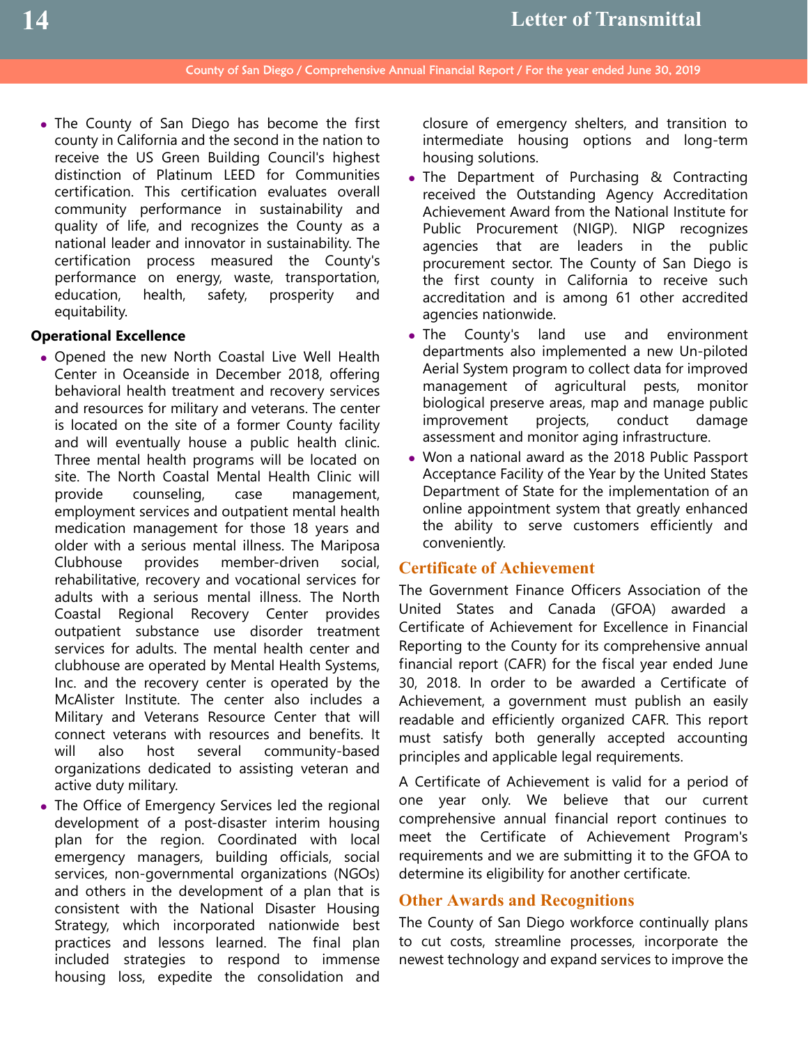- The County of San Diego has become the first county in California and the second in the nation to receive the US Green Building Council's highest distinction of Platinum LEED for Communities certification. This certification evaluates overall community performance in sustainability and quality of life, and recognizes the County as a national leader and innovator in sustainability. The certification process measured the County's performance on energy, waste, transportation, education, health, safety, prosperity and equitability.

**Operational Excellence**

- Opened the new North Coastal Live Well Health Center in Oceanside in December 2018, offering behavioral health treatment and recovery services and resources for military and veterans. The center is located on the site of a former County facility and will eventually house a public health clinic. Three mental health programs will be located on site. The North Coastal Mental Health Clinic will provide counseling, case management, employment services and outpatient mental health medication management for those 18 years and older with a serious mental illness. The Mariposa Clubhouse provides member-driven social, rehabilitative, recovery and vocational services for adults with a serious mental illness. The North Coastal Regional Recovery Center provides outpatient substance use disorder treatment services for adults. The mental health center and clubhouse are operated by Mental Health Systems, Inc. and the recovery center is operated by the McAlister Institute. The center also includes a Military and Veterans Resource Center that will connect veterans with resources and benefits. It will also host several community-based organizations dedicated to assisting veteran and active duty military.
- The Office of Emergency Services led the regional development of a post-disaster interim housing plan for the region. Coordinated with local emergency managers, building officials, social services, non-governmental organizations (NGOs) and others in the development of a plan that is consistent with the National Disaster Housing Strategy, which incorporated nationwide best practices and lessons learned. The final plan included strategies to respond to immense housing loss, expedite the consolidation and closure of emergency shelters, and transition to intermediate housing options and long-term housing solutions.
- The Department of Purchasing & Contracting received the Outstanding Agency Accreditation Achievement Award from the National Institute for Public Procurement (NIGP). NIGP recognizes agencies that are leaders in the public procurement sector. The County of San Diego is the first county in California to receive such accreditation and is among 61 other accredited agencies nationwide.
- The County's land use and environment departments also implemented a new Un-piloted Aerial System program to collect data for improved management of agricultural pests, monitor biological preserve areas, map and manage public improvement projects, conduct damage assessment and monitor aging infrastructure.
- Won a national award as the 2018 Public Passport Acceptance Facility of the Year by the United States Department of State for the implementation of an online appointment system that greatly enhanced the ability to serve customers efficiently and conveniently.

## Certificate of Achievement

The Government Finance Officers Association of the United States and Canada (GFOA) awarded a Certificate of Achievement for Excellence in Financial Reporting to the County for its comprehensive annual financial report (CAFR) for the fiscal year ended June 30, 2018. In order to be awarded a Certificate of Achievement, a government must publish an easily readable and efficiently organized CAFR. This report must satisfy both generally accepted accounting principles and applicable legal requirements.

A Certificate of Achievement is valid for a period of one year only. We believe that our current comprehensive annual financial report continues to meet the Certificate of Achievement Program's requirements and we are submitting it to the GFOA to determine its eligibility for another certificate.

## Other Awards and Recognitions

The County of San Diego workforce continually plans to cut costs, streamline processes, incorporate the newest technology and expand services to improve the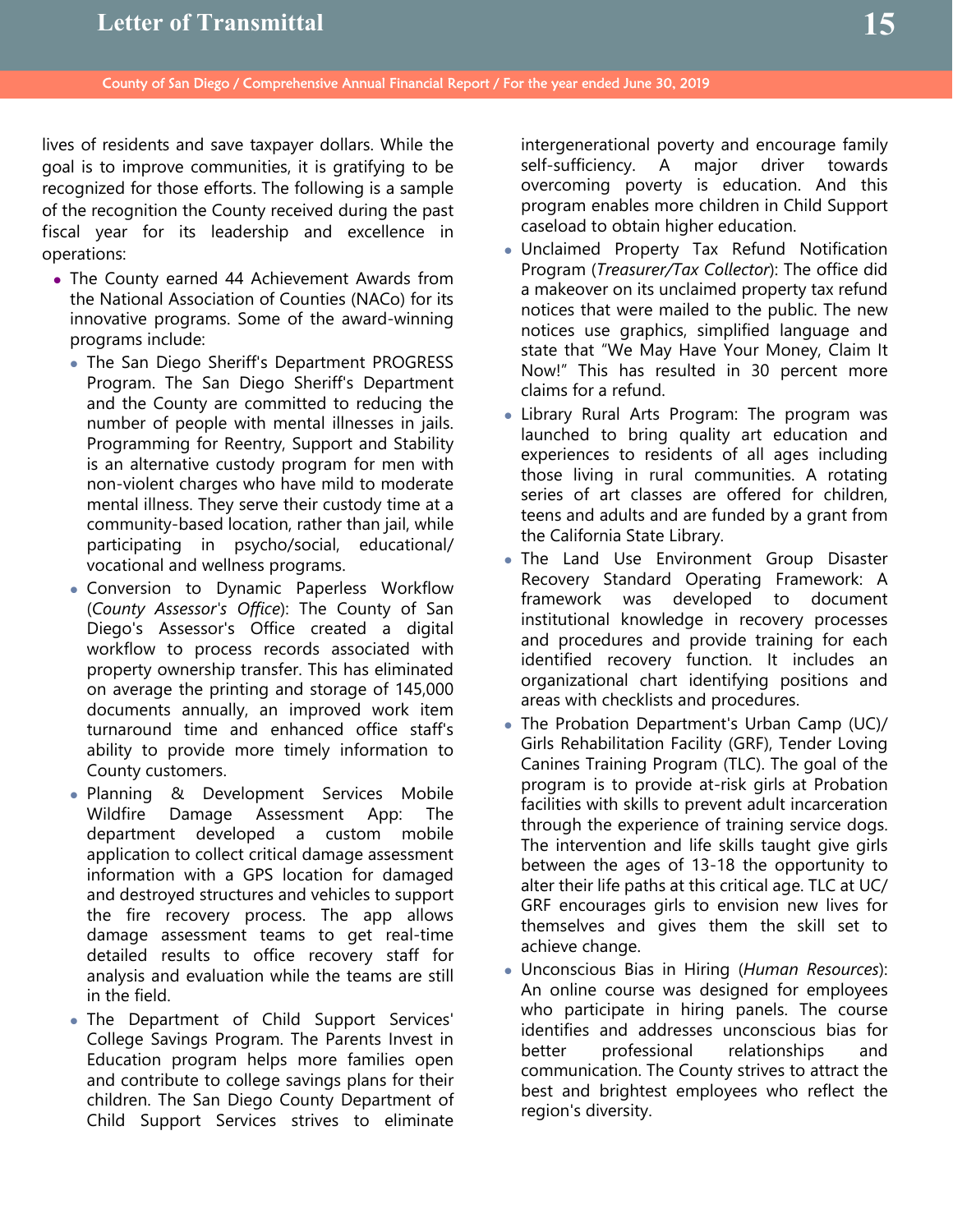lives of residents and save taxpayer dollars. While the goal is to improve communities, it is gratifying to be recognized for those efforts. The following is a sample of the recognition the County received during the past fiscal year for its leadership and excellence in operations:

- The County earned 44 Achievement Awards from the National Association of Counties (NACo) for its innovative programs. Some of the award-winning programs include:
  - The San Diego Sheriff's Department PROGRESS Program. The San Diego Sheriff's Department and the County are committed to reducing the number of people with mental illnesses in jails. Programming for Reentry, Support and Stability is an alternative custody program for men with non-violent charges who have mild to moderate mental illness. They serve their custody time at a community-based location, rather than jail, while participating in psycho/social, educational/vocational and wellness programs.
  - Conversion to Dynamic Paperless Workflow (*County Assessor's Office*): The County of San Diego's Assessor's Office created a digital workflow to process records associated with property ownership transfer. This has eliminated on average the printing and storage of 145,000 documents annually, an improved work item turnaround time and enhanced office staff's ability to provide more timely information to County customers.
  - Planning & Development Services Mobile Wildfire Damage Assessment App: The department developed a custom mobile application to collect critical damage assessment information with a GPS location for damaged and destroyed structures and vehicles to support the fire recovery process. The app allows damage assessment teams to get real-time detailed results to office recovery staff for analysis and evaluation while the teams are still in the field.
  - The Department of Child Support Services' College Savings Program. The Parents Invest in Education program helps more families open and contribute to college savings plans for their children. The San Diego County Department of Child Support Services strives to eliminate intergenerational poverty and encourage family self-sufficiency. A major driver towards overcoming poverty is education. And this program enables more children in Child Support caseload to obtain higher education.
  - Unclaimed Property Tax Refund Notification Program (*Treasurer/Tax Collector*): The office did a makeover on its unclaimed property tax refund notices that were mailed to the public. The new notices use graphics, simplified language and state that "We May Have Your Money, Claim It Now!" This has resulted in 30 percent more claims for a refund.
  - Library Rural Arts Program: The program was launched to bring quality art education and experiences to residents of all ages including those living in rural communities. A rotating series of art classes are offered for children, teens and adults and are funded by a grant from the California State Library.
  - The Land Use Environment Group Disaster Recovery Standard Operating Framework: A framework was developed to document institutional knowledge in recovery processes and procedures and provide training for each identified recovery function. It includes an organizational chart identifying positions and areas with checklists and procedures.
  - The Probation Department's Urban Camp (UC)/Girls Rehabilitation Facility (GRF), Tender Loving Canines Training Program (TLC). The goal of the program is to provide at-risk girls at Probation facilities with skills to prevent adult incarceration through the experience of training service dogs. The intervention and life skills taught give girls between the ages of 13-18 the opportunity to alter their life paths at this critical age. TLC at UC/GRF encourages girls to envision new lives for themselves and gives them the skill set to achieve change.
  - Unconscious Bias in Hiring (*Human Resources*): An online course was designed for employees who participate in hiring panels. The course identifies and addresses unconscious bias for better professional relationships and communication. The County strives to attract the best and brightest employees who reflect the region's diversity.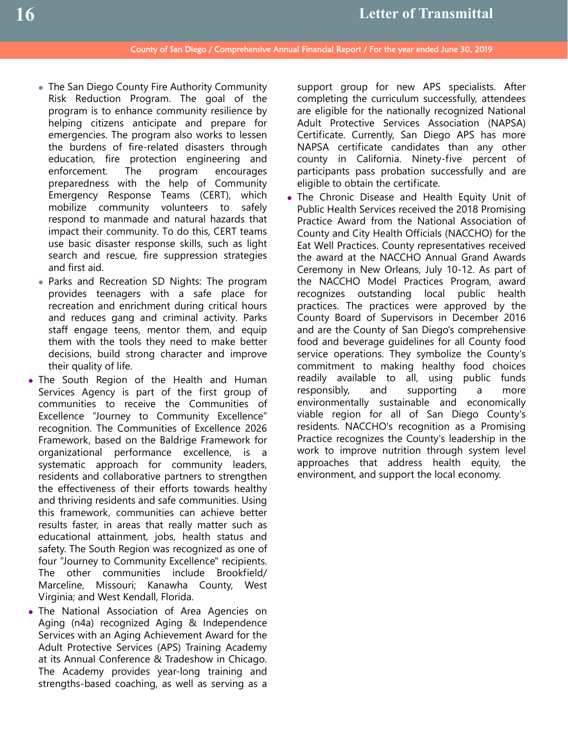- The San Diego County Fire Authority Community Risk Reduction Program. The goal of the program is to enhance community resilience by helping citizens anticipate and prepare for emergencies. The program also works to lessen the burdens of fire-related disasters through education, fire protection engineering and enforcement. The program encourages preparedness with the help of Community Emergency Response Teams (CERT), which mobilize community volunteers to safely respond to manmade and natural hazards that impact their community. To do this, CERT teams use basic disaster response skills, such as light search and rescue, fire suppression strategies and first aid.
- Parks and Recreation SD Nights: The program provides teenagers with a safe place for recreation and enrichment during critical hours and reduces gang and criminal activity. Parks staff engage teens, mentor them, and equip them with the tools they need to make better decisions, build strong character and improve their quality of life.

- The South Region of the Health and Human Services Agency is part of the first group of communities to receive the Communities of Excellence "Journey to Community Excellence" recognition. The Communities of Excellence 2026 Framework, based on the Baldrige Framework for organizational performance excellence, is a systematic approach for community leaders, residents and collaborative partners to strengthen the effectiveness of their efforts towards healthy and thriving residents and safe communities. Using this framework, communities can achieve better results faster, in areas that really matter such as educational attainment, jobs, health status and safety. The South Region was recognized as one of four "Journey to Community Excellence" recipients. The other communities include Brookfield/ Marceline, Missouri; Kanawha County, West Virginia; and West Kendall, Florida.
- The National Association of Area Agencies on Aging (n4a) recognized Aging & Independence Services with an Aging Achievement Award for the Adult Protective Services (APS) Training Academy at its Annual Conference & Tradeshow in Chicago. The Academy provides year-long training and strengths-based coaching, as well as serving as a support group for new APS specialists. After completing the curriculum successfully, attendees are eligible for the nationally recognized National Adult Protective Services Association (NAPSA) Certificate. Currently, San Diego APS has more NAPSA certificate candidates than any other county in California. Ninety-five percent of participants pass probation successfully and are eligible to obtain the certificate.
- The Chronic Disease and Health Equity Unit of Public Health Services received the 2018 Promising Practice Award from the National Association of County and City Health Officials (NACCHO) for the Eat Well Practices. County representatives received the award at the NACCHO Annual Grand Awards Ceremony in New Orleans, July 10-12. As part of the NACCHO Model Practices Program, award recognizes outstanding local public health practices. The practices were approved by the County Board of Supervisors in December 2016 and are the County of San Diego's comprehensive food and beverage guidelines for all County food service operations. They symbolize the County's commitment to making healthy food choices readily available to all, using public funds responsibly, and supporting a more environmentally sustainable and economically viable region for all of San Diego County's residents. NACCHO's recognition as a Promising Practice recognizes the County's leadership in the work to improve nutrition through system level approaches that address health equity, the environment, and support the local economy.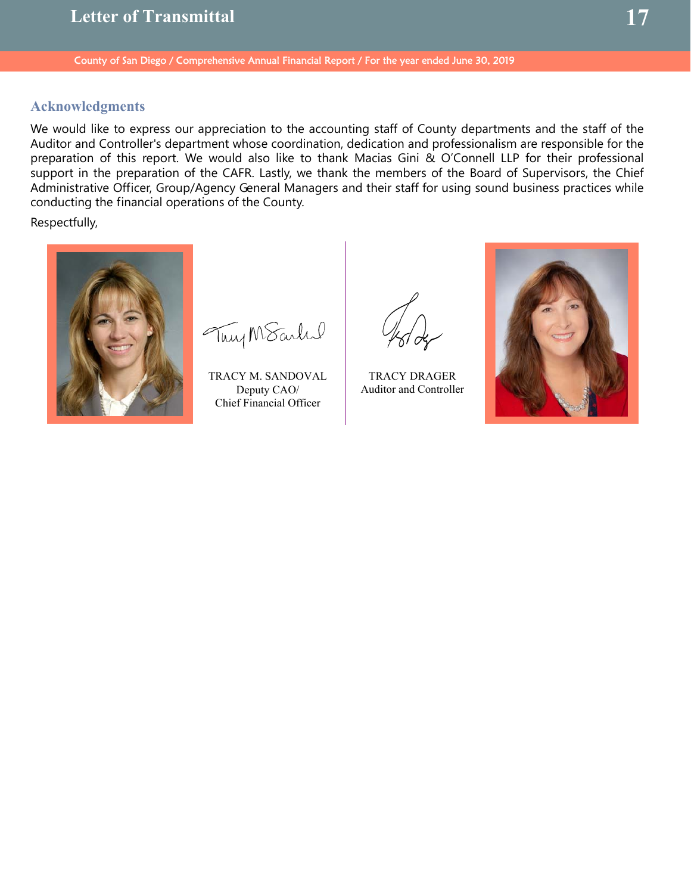## Acknowledgments

We would like to express our appreciation to the accounting staff of County departments and the staff of the Auditor and Controller's department whose coordination, dedication and professionalism are responsible for the preparation of this report. We would also like to thank Macias Gini & O'Connell LLP for their professional support in the preparation of the CAFR. Lastly, we thank the members of the Board of Supervisors, the Chief Administrative Officer, Group/Agency General Managers and their staff for using sound business practices while conducting the financial operations of the County.

Respectfully,

TRACY M. SANDOVAL
Deputy CAO/
Chief Financial Officer

TRACY DRAGER
Auditor and Controller